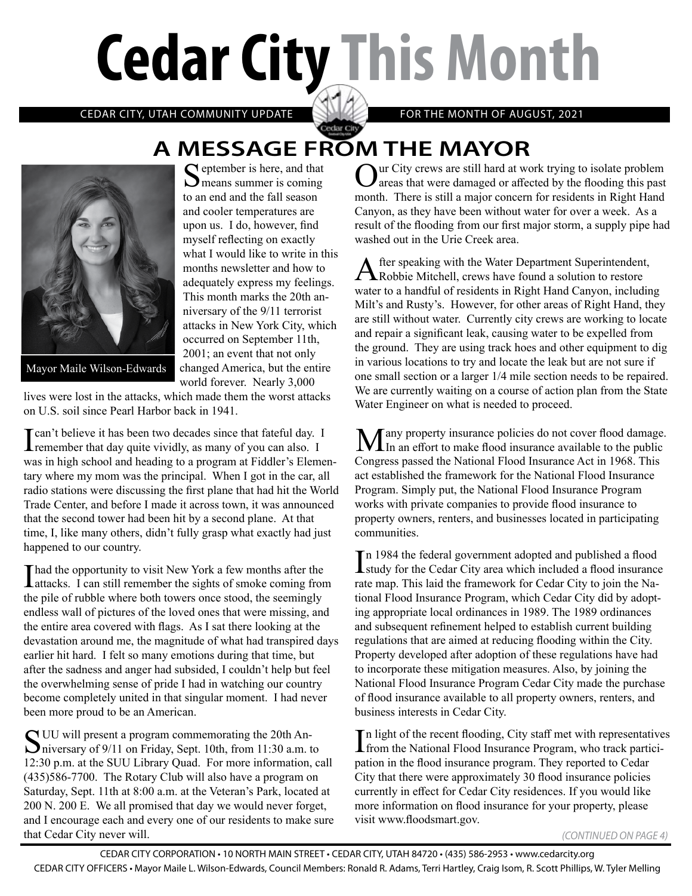# Cedar City This Month

CEDAR CITY, UTAH COMMUNITY UPDATE | FOR THE MONTH OF AUGUST, 2021

## A MESSAGE FROM THE MAYOR

Mayor Maile Wilson-Edwards

September is here, and that means summer is coming to an end and the fall season and cooler temperatures are upon us. I do, however, find myself reflecting on exactly what I would like to write in this months newsletter and how to adequately express my feelings. This month marks the 20th anniversary of the 9/11 terrorist attacks in New York City, which occurred on September 11th, 2001; an event that not only changed America, but the entire world forever. Nearly 3,000 lives were lost in the attacks, which made them the worst attacks on U.S. soil since Pearl Harbor back in 1941.

I can't believe it has been two decades since that fateful day. I remember that day quite vividly, as many of you can also. I was in high school and heading to a program at Fiddler's Elementary where my mom was the principal. When I got in the car, all radio stations were discussing the first plane that had hit the World Trade Center, and before I made it across town, it was announced that the second tower had been hit by a second plane. At that time, I, like many others, didn't fully grasp what exactly had just happened to our country.

I had the opportunity to visit New York a few months after the attacks. I can still remember the sights of smoke coming from the pile of rubble where both towers once stood, the seemingly endless wall of pictures of the loved ones that were missing, and the entire area covered with flags. As I sat there looking at the devastation around me, the magnitude of what had transpired days earlier hit hard. I felt so many emotions during that time, but after the sadness and anger had subsided, I couldn't help but feel the overwhelming sense of pride I had in watching our country become completely united in that singular moment. I had never been more proud to be an American.

SUU will present a program commemorating the 20th Anniversary of 9/11 on Friday, Sept. 10th, from 11:30 a.m. to 12:30 p.m. at the SUU Library Quad. For more information, call (435)586-7700. The Rotary Club will also have a program on Saturday, Sept. 11th at 8:00 a.m. at the Veteran's Park, located at 200 N. 200 E. We all promised that day we would never forget, and I encourage each and every one of our residents to make sure that Cedar City never will.

Our City crews are still hard at work trying to isolate problem areas that were damaged or affected by the flooding this past month. There is still a major concern for residents in Right Hand Canyon, as they have been without water for over a week. As a result of the flooding from our first major storm, a supply pipe had washed out in the Urie Creek area.

After speaking with the Water Department Superintendent, Robbie Mitchell, crews have found a solution to restore water to a handful of residents in Right Hand Canyon, including Milt's and Rusty's. However, for other areas of Right Hand, they are still without water. Currently city crews are working to locate and repair a significant leak, causing water to be expelled from the ground. They are using track hoes and other equipment to dig in various locations to try and locate the leak but are not sure if one small section or a larger 1/4 mile section needs to be repaired. We are currently waiting on a course of action plan from the State Water Engineer on what is needed to proceed.

Many property insurance policies do not cover flood damage. In an effort to make flood insurance available to the public Congress passed the National Flood Insurance Act in 1968. This act established the framework for the National Flood Insurance Program. Simply put, the National Flood Insurance Program works with private companies to provide flood insurance to property owners, renters, and businesses located in participating communities.

In 1984 the federal government adopted and published a flood study for the Cedar City area which included a flood insurance rate map. This laid the framework for Cedar City to join the National Flood Insurance Program, which Cedar City did by adopting appropriate local ordinances in 1989. The 1989 ordinances and subsequent refinement helped to establish current building regulations that are aimed at reducing flooding within the City. Property developed after adoption of these regulations have had to incorporate these mitigation measures. Also, by joining the National Flood Insurance Program Cedar City made the purchase of flood insurance available to all property owners, renters, and business interests in Cedar City.

In light of the recent flooding, City staff met with representatives from the National Flood Insurance Program, who track participation in the flood insurance program. They reported to Cedar City that there were approximately 30 flood insurance policies currently in effect for Cedar City residences. If you would like more information on flood insurance for your property, please visit www.floodsmart.gov.

*(CONTINUED ON PAGE 4)*

CEDAR CITY CORPORATION • 10 NORTH MAIN STREET • CEDAR CITY, UTAH 84720 • (435) 586-2953 • www.cedarcity.org

CEDAR CITY OFFICERS • Mayor Maile L. Wilson-Edwards, Council Members: Ronald R. Adams, Terri Hartley, Craig Isom, R. Scott Phillips, W. Tyler Melling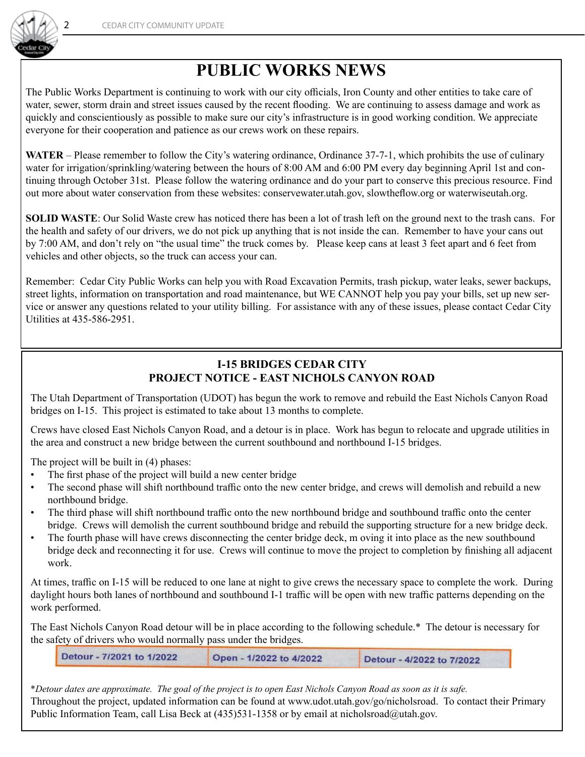# PUBLIC WORKS NEWS

The Public Works Department is continuing to work with our city officials, Iron County and other entities to take care of water, sewer, storm drain and street issues caused by the recent flooding. We are continuing to assess damage and work as quickly and conscientiously as possible to make sure our city's infrastructure is in good working condition. We appreciate everyone for their cooperation and patience as our crews work on these repairs.

**WATER** – Please remember to follow the City's watering ordinance, Ordinance 37-7-1, which prohibits the use of culinary water for irrigation/sprinkling/watering between the hours of 8:00 AM and 6:00 PM every day beginning April 1st and continuing through October 31st. Please follow the watering ordinance and do your part to conserve this precious resource. Find out more about water conservation from these websites: conservewater.utah.gov, slowtheflow.org or waterwiseutah.org.

**SOLID WASTE**: Our Solid Waste crew has noticed there has been a lot of trash left on the ground next to the trash cans. For the health and safety of our drivers, we do not pick up anything that is not inside the can. Remember to have your cans out by 7:00 AM, and don't rely on "the usual time" the truck comes by. Please keep cans at least 3 feet apart and 6 feet from vehicles and other objects, so the truck can access your can.

Remember: Cedar City Public Works can help you with Road Excavation Permits, trash pickup, water leaks, sewer backups, street lights, information on transportation and road maintenance, but WE CANNOT help you pay your bills, set up new service or answer any questions related to your utility billing. For assistance with any of these issues, please contact Cedar City Utilities at 435-586-2951.

## I-15 BRIDGES CEDAR CITY
## PROJECT NOTICE - EAST NICHOLS CANYON ROAD

The Utah Department of Transportation (UDOT) has begun the work to remove and rebuild the East Nichols Canyon Road bridges on I-15. This project is estimated to take about 13 months to complete.

Crews have closed East Nichols Canyon Road, and a detour is in place. Work has begun to relocate and upgrade utilities in the area and construct a new bridge between the current southbound and northbound I-15 bridges.

The project will be built in (4) phases:

- The first phase of the project will build a new center bridge
- The second phase will shift northbound traffic onto the new center bridge, and crews will demolish and rebuild a new northbound bridge.
- The third phase will shift northbound traffic onto the new northbound bridge and southbound traffic onto the center bridge. Crews will demolish the current southbound bridge and rebuild the supporting structure for a new bridge deck.
- The fourth phase will have crews disconnecting the center bridge deck, m oving it into place as the new southbound bridge deck and reconnecting it for use. Crews will continue to move the project to completion by finishing all adjacent work.

At times, traffic on I-15 will be reduced to one lane at night to give crews the necessary space to complete the work. During daylight hours both lanes of northbound and southbound I-1 traffic will be open with new traffic patterns depending on the work performed.

The East Nichols Canyon Road detour will be in place according to the following schedule.* The detour is necessary for the safety of drivers who would normally pass under the bridges.

| Detour - 7/2021 to 1/2022 | Open - 1/2022 to 4/2022 | Detour - 4/2022 to 7/2022 |
|---|---|---|

**Detour dates are approximate. The goal of the project is to open East Nichols Canyon Road as soon as it is safe.*

Throughout the project, updated information can be found at www.udot.utah.gov/go/nicholsroad. To contact their Primary Public Information Team, call Lisa Beck at (435)531-1358 or by email at nicholsroad@utah.gov.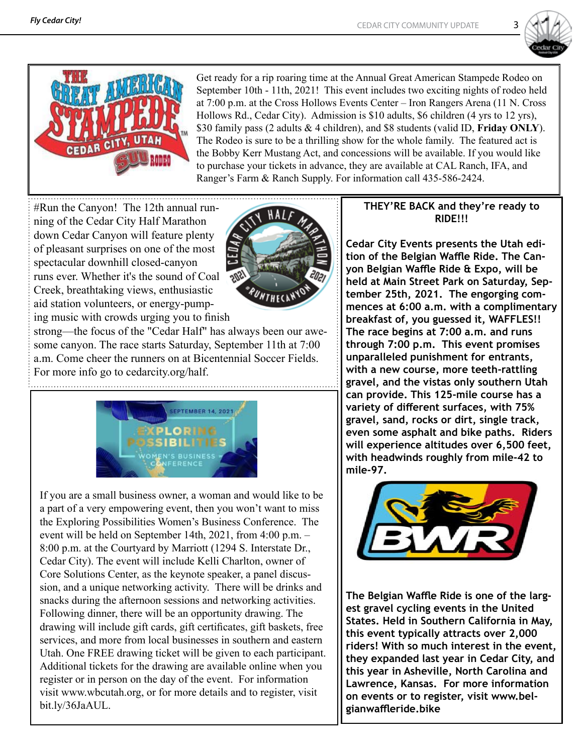Get ready for a rip roaring time at the Annual Great American Stampede Rodeo on September 10th - 11th, 2021! This event includes two exciting nights of rodeo held at 7:00 p.m. at the Cross Hollows Events Center – Iron Rangers Arena (11 N. Cross Hollows Rd., Cedar City). Admission is $10 adults, $6 children (4 yrs to 12 yrs), $30 family pass (2 adults & 4 children), and $8 students (valid ID, **Friday ONLY**). The Rodeo is sure to be a thrilling show for the whole family. The featured act is the Bobby Kerr Mustang Act, and concessions will be available. If you would like to purchase your tickets in advance, they are available at CAL Ranch, IFA, and Ranger's Farm & Ranch Supply. For information call 435-586-2424.

#Run the Canyon! The 12th annual running of the Cedar City Half Marathon down Cedar Canyon will feature plenty of pleasant surprises on one of the most spectacular downhill closed-canyon runs ever. Whether it's the sound of Coal Creek, breathtaking views, enthusiastic aid station volunteers, or energy-pumping music with crowds urging you to finish strong—the focus of the "Cedar Half" has always been our awesome canyon. The race starts Saturday, September 11th at 7:00 a.m. Come cheer the runners on at Bicentennial Soccer Fields. For more info go to cedarcity.org/half.

If you are a small business owner, a woman and would like to be a part of a very empowering event, then you won't want to miss the Exploring Possibilities Women's Business Conference. The event will be held on September 14th, 2021, from 4:00 p.m. – 8:00 p.m. at the Courtyard by Marriott (1294 S. Interstate Dr., Cedar City). The event will include Kelli Charlton, owner of Core Solutions Center, as the keynote speaker, a panel discussion, and a unique networking activity. There will be drinks and snacks during the afternoon sessions and networking activities. Following dinner, there will be an opportunity drawing. The drawing will include gift cards, gift certificates, gift baskets, free services, and more from local businesses in southern and eastern Utah. One FREE drawing ticket will be given to each participant. Additional tickets for the drawing are available online when you register or in person on the day of the event. For information visit www.wbcutah.org, or for more details and to register, visit bit.ly/36JaAUL.

**THEY'RE BACK and they're ready to RIDE!!!**

**Cedar City Events presents the Utah edition of the Belgian Waffle Ride. The Canyon Belgian Waffle Ride & Expo, will be held at Main Street Park on Saturday, September 25th, 2021. The engorging commences at 6:00 a.m. with a complimentary breakfast of, you guessed it, WAFFLES!! The race begins at 7:00 a.m. and runs through 7:00 p.m. This event promises unparalleled punishment for entrants, with a new course, more teeth-rattling gravel, and the vistas only southern Utah can provide. This 125-mile course has a variety of different surfaces, with 75% gravel, sand, rocks or dirt, single track, even some asphalt and bike paths. Riders will experience altitudes over 6,500 feet, with headwinds roughly from mile-42 to mile-97.**

**The Belgian Waffle Ride is one of the largest gravel cycling events in the United States. Held in Southern California in May, this event typically attracts over 2,000 riders! With so much interest in the event, they expanded last year in Cedar City, and this year in Asheville, North Carolina and Lawrence, Kansas. For more information on events or to register, visit www.belgianwaffleride.bike**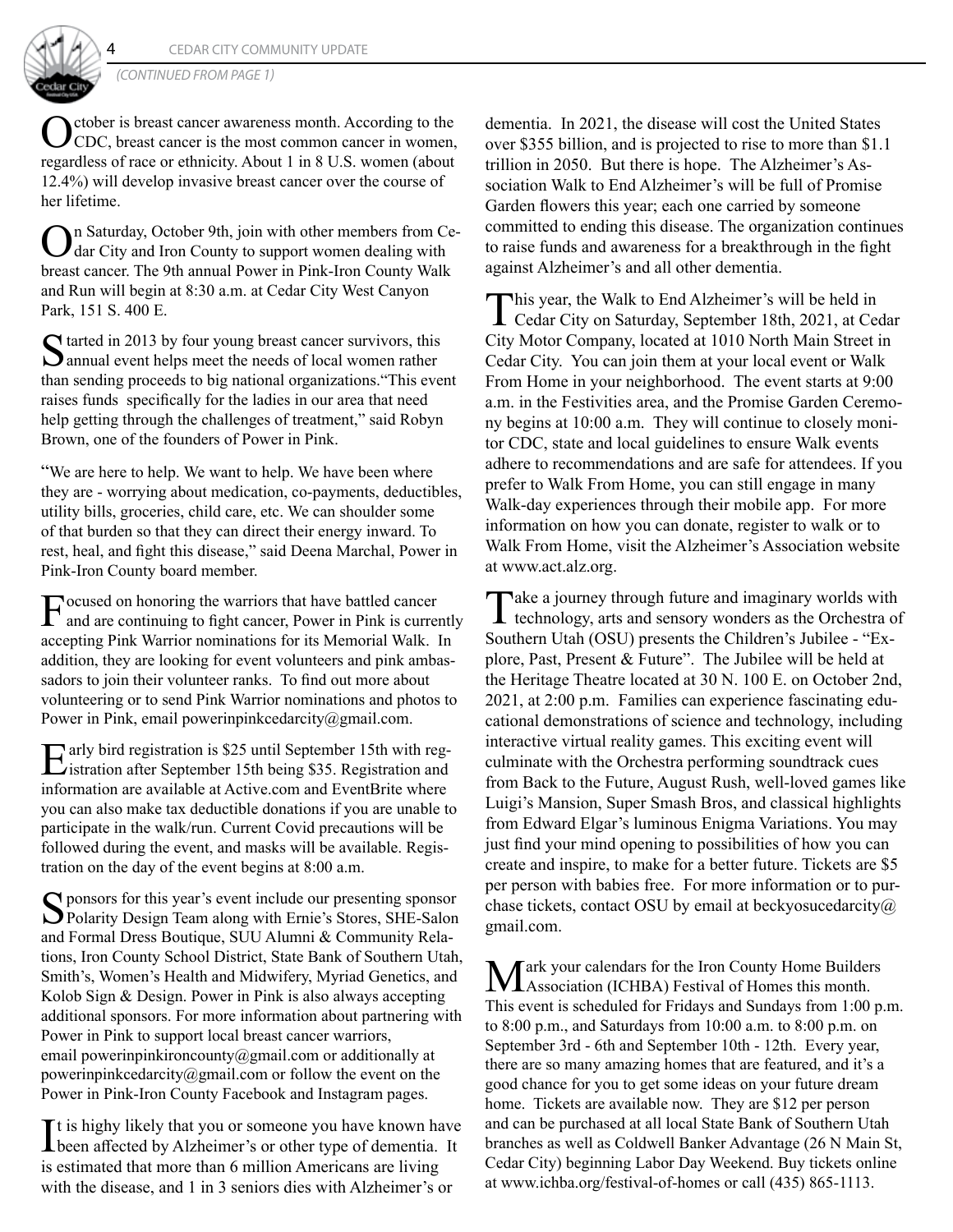*(CONTINUED FROM PAGE 1)*

October is breast cancer awareness month. According to the CDC, breast cancer is the most common cancer in women, regardless of race or ethnicity. About 1 in 8 U.S. women (about 12.4%) will develop invasive breast cancer over the course of her lifetime.

On Saturday, October 9th, join with other members from Cedar City and Iron County to support women dealing with breast cancer. The 9th annual Power in Pink-Iron County Walk and Run will begin at 8:30 a.m. at Cedar City West Canyon Park, 151 S. 400 E.

Started in 2013 by four young breast cancer survivors, this annual event helps meet the needs of local women rather than sending proceeds to big national organizations."This event raises funds specifically for the ladies in our area that need help getting through the challenges of treatment," said Robyn Brown, one of the founders of Power in Pink.

"We are here to help. We want to help. We have been where they are - worrying about medication, co-payments, deductibles, utility bills, groceries, child care, etc. We can shoulder some of that burden so that they can direct their energy inward. To rest, heal, and fight this disease," said Deena Marchal, Power in Pink-Iron County board member.

Focused on honoring the warriors that have battled cancer and are continuing to fight cancer, Power in Pink is currently accepting Pink Warrior nominations for its Memorial Walk. In addition, they are looking for event volunteers and pink ambassadors to join their volunteer ranks. To find out more about volunteering or to send Pink Warrior nominations and photos to Power in Pink, email powerinpinkcedarcity@gmail.com.

Early bird registration is $25 until September 15th with registration after September 15th being $35. Registration and information are available at Active.com and EventBrite where you can also make tax deductible donations if you are unable to participate in the walk/run. Current Covid precautions will be followed during the event, and masks will be available. Registration on the day of the event begins at 8:00 a.m.

Sponsors for this year's event include our presenting sponsor Polarity Design Team along with Ernie's Stores, SHE-Salon and Formal Dress Boutique, SUU Alumni & Community Relations, Iron County School District, State Bank of Southern Utah, Smith's, Women's Health and Midwifery, Myriad Genetics, and Kolob Sign & Design. Power in Pink is also always accepting additional sponsors. For more information about partnering with Power in Pink to support local breast cancer warriors, email powerinpinkironcounty@gmail.com or additionally at powerinpinkcedarcity@gmail.com or follow the event on the Power in Pink-Iron County Facebook and Instagram pages.

It is highy likely that you or someone you have known have been affected by Alzheimer's or other type of dementia. It is estimated that more than 6 million Americans are living with the disease, and 1 in 3 seniors dies with Alzheimer's or dementia. In 2021, the disease will cost the United States over $355 billion, and is projected to rise to more than $1.1 trillion in 2050. But there is hope. The Alzheimer's Association Walk to End Alzheimer's will be full of Promise Garden flowers this year; each one carried by someone committed to ending this disease. The organization continues to raise funds and awareness for a breakthrough in the fight against Alzheimer's and all other dementia.

This year, the Walk to End Alzheimer's will be held in Cedar City on Saturday, September 18th, 2021, at Cedar City Motor Company, located at 1010 North Main Street in Cedar City. You can join them at your local event or Walk From Home in your neighborhood. The event starts at 9:00 a.m. in the Festivities area, and the Promise Garden Ceremony begins at 10:00 a.m. They will continue to closely monitor CDC, state and local guidelines to ensure Walk events adhere to recommendations and are safe for attendees. If you prefer to Walk From Home, you can still engage in many Walk-day experiences through their mobile app. For more information on how you can donate, register to walk or to Walk From Home, visit the Alzheimer's Association website at www.act.alz.org.

Take a journey through future and imaginary worlds with technology, arts and sensory wonders as the Orchestra of Southern Utah (OSU) presents the Children's Jubilee - "Explore, Past, Present & Future". The Jubilee will be held at the Heritage Theatre located at 30 N. 100 E. on October 2nd, 2021, at 2:00 p.m. Families can experience fascinating educational demonstrations of science and technology, including interactive virtual reality games. This exciting event will culminate with the Orchestra performing soundtrack cues from Back to the Future, August Rush, well-loved games like Luigi's Mansion, Super Smash Bros, and classical highlights from Edward Elgar's luminous Enigma Variations. You may just find your mind opening to possibilities of how you can create and inspire, to make for a better future. Tickets are $5 per person with babies free. For more information or to purchase tickets, contact OSU by email at beckyosucedarcity@gmail.com.

Mark your calendars for the Iron County Home Builders Association (ICHBA) Festival of Homes this month. This event is scheduled for Fridays and Sundays from 1:00 p.m. to 8:00 p.m., and Saturdays from 10:00 a.m. to 8:00 p.m. on September 3rd - 6th and September 10th - 12th. Every year, there are so many amazing homes that are featured, and it's a good chance for you to get some ideas on your future dream home. Tickets are available now. They are $12 per person and can be purchased at all local State Bank of Southern Utah branches as well as Coldwell Banker Advantage (26 N Main St, Cedar City) beginning Labor Day Weekend. Buy tickets online at www.ichba.org/festival-of-homes or call (435) 865-1113.